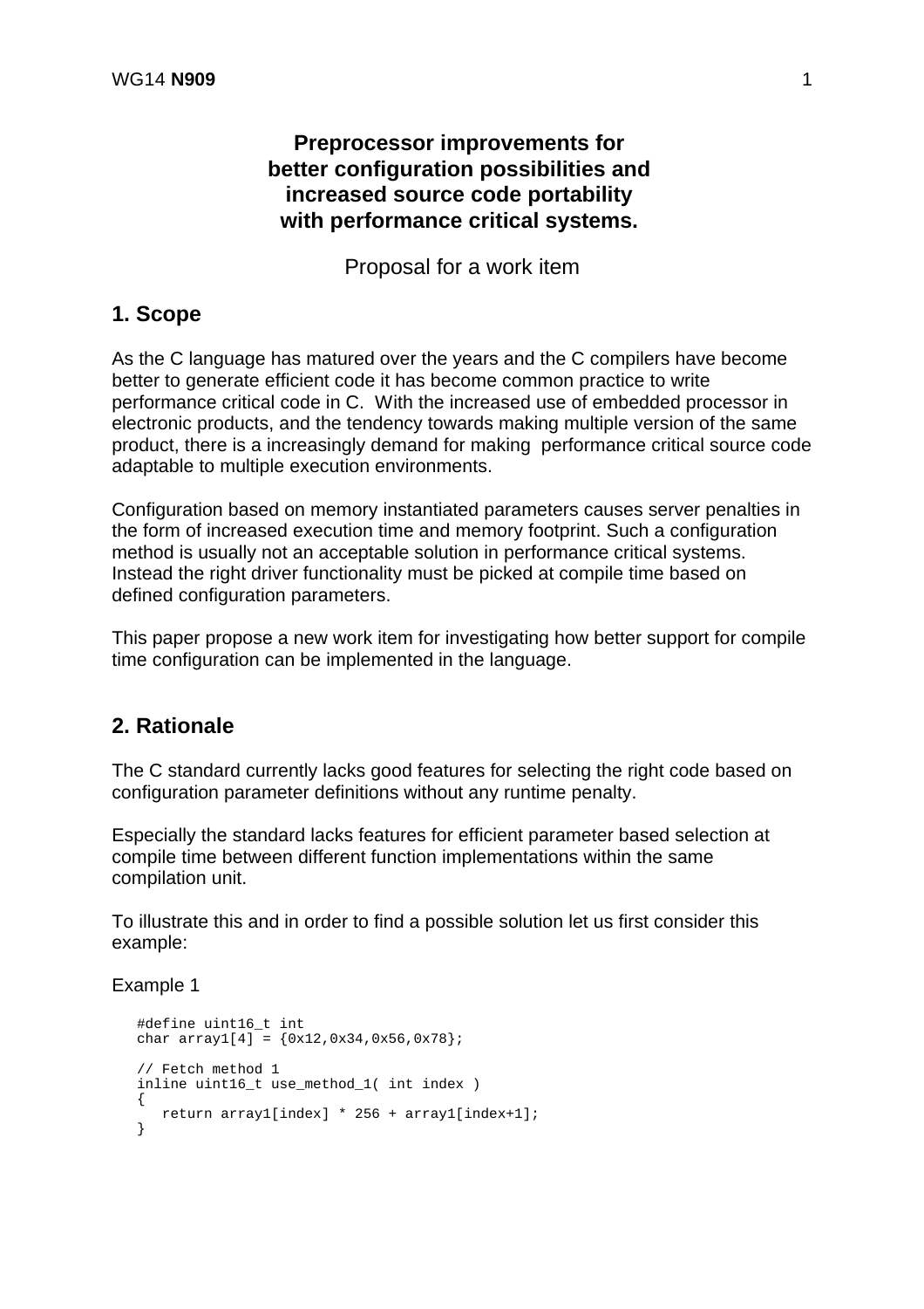# Preprocessor improvements for better configuration possibilities and increased source code portability with performance critical systems.

Proposal for a work item

## 1. Scope

As the C language has matured over the years and the C compilers have become better to generate efficient code it has become common practice to write performance critical code in C. With the increased use of embedded processor in electronic products, and the tendency towards making multiple version of the same product, there is a increasingly demand for making performance critical source code adaptable to multiple execution environments.

Configuration based on memory instantiated parameters causes server penalties in the form of increased execution time and memory footprint. Such a configuration method is usually not an acceptable solution in performance critical systems. Instead the right driver functionality must be picked at compile time based on defined configuration parameters.

This paper propose a new work item for investigating how better support for compile time configuration can be implemented in the language.

## 2. Rationale

The C standard currently lacks good features for selecting the right code based on configuration parameter definitions without any runtime penalty.

Especially the standard lacks features for efficient parameter based selection at compile time between different function implementations within the same compilation unit.

To illustrate this and in order to find a possible solution let us first consider this example:

Example 1

```
#define uint16_t int
char array1[4] = {0x12,0x34,0x56,0x78};

// Fetch method 1
inline uint16_t use_method_1( int index )
{
   return array1[index] * 256 + array1[index+1];
}
```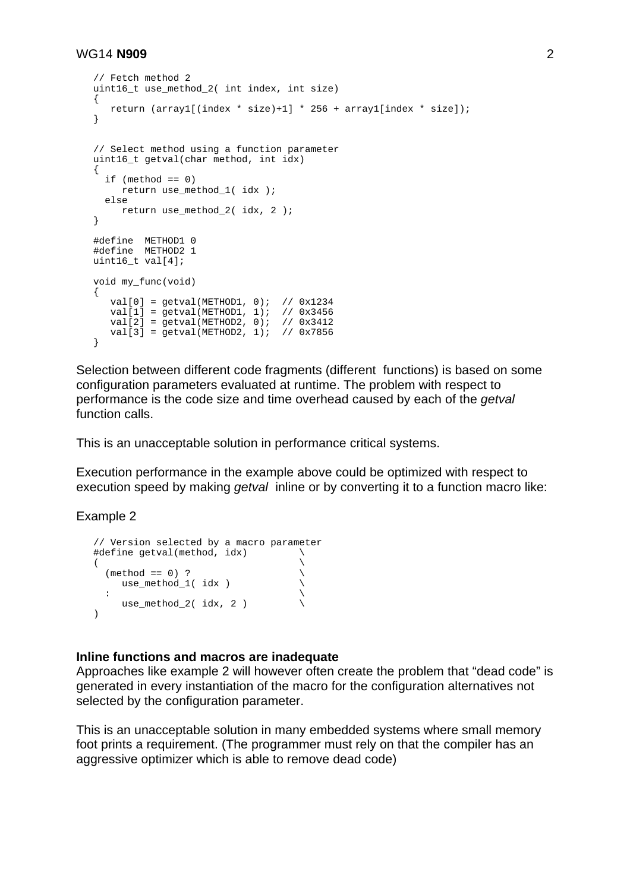```
// Fetch method 2
uint16_t use_method_2( int index, int size)
{
   return (array1[(index * size)+1] * 256 + array1[index * size]);
}


// Select method using a function parameter
uint16_t getval(char method, int idx)
{
  if (method == 0)
     return use_method_1( idx );
  else
     return use_method_2( idx, 2 );
}

#define  METHOD1 0
#define  METHOD2 1
uint16_t val[4];

void my_func(void)
{
   val[0] = getval(METHOD1, 0);  // 0x1234
   val[1] = getval(METHOD1, 1);  // 0x3456
   val[2] = getval(METHOD2, 0);  // 0x3412
   val[3] = getval(METHOD2, 1);  // 0x7856
}
```

Selection between different code fragments (different functions) is based on some configuration parameters evaluated at runtime. The problem with respect to performance is the code size and time overhead caused by each of the *getval* function calls.

This is an unacceptable solution in performance critical systems.

Execution performance in the example above could be optimized with respect to execution speed by making *getval* inline or by converting it to a function macro like:

Example 2

```
// Version selected by a macro parameter
#define getval(method, idx)        \
(                                  \
  (method == 0) ?                  \
     use_method_1( idx )           \
  :                                \
     use_method_2( idx, 2 )        \
)
```

**Inline functions and macros are inadequate**

Approaches like example 2 will however often create the problem that “dead code” is generated in every instantiation of the macro for the configuration alternatives not selected by the configuration parameter.

This is an unacceptable solution in many embedded systems where small memory foot prints a requirement. (The programmer must rely on that the compiler has an aggressive optimizer which is able to remove dead code)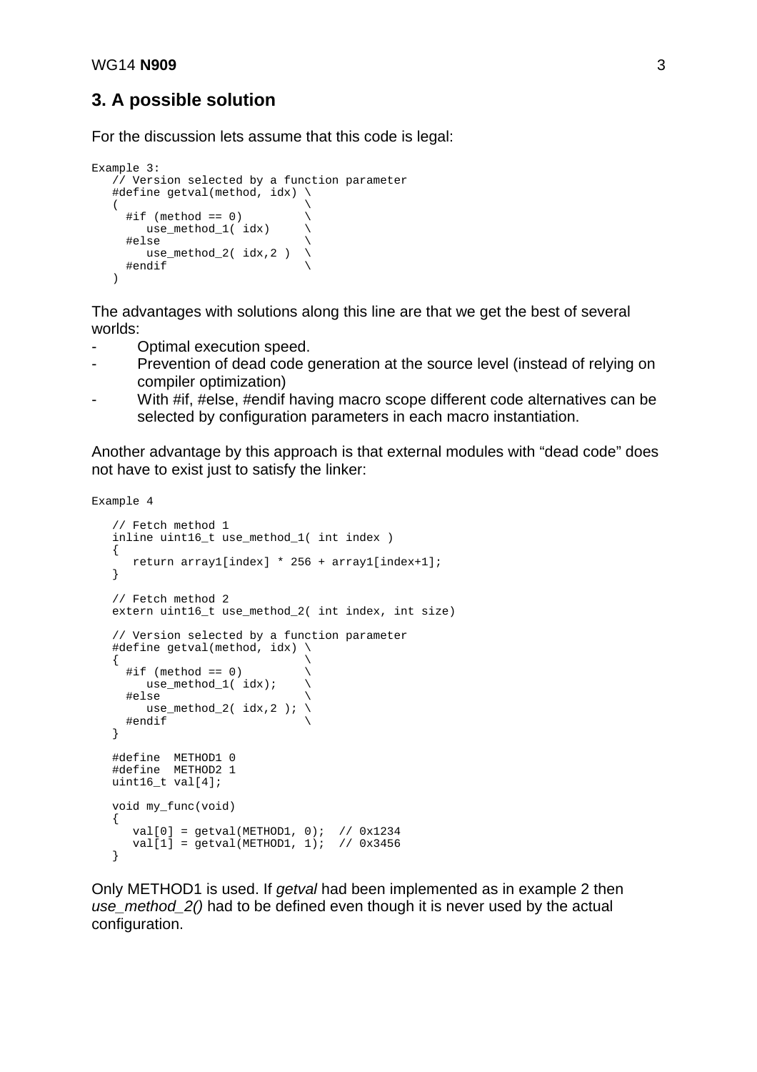## 3. A possible solution

For the discussion lets assume that this code is legal:

```
Example 3:
   // Version selected by a function parameter
   #define getval(method, idx) \
   (                           \
     #if (method == 0)         \
        use_method_1( idx)     \
     #else                     \
        use_method_2( idx,2 )  \
     #endif                    \
   )
```

The advantages with solutions along this line are that we get the best of several worlds:

- Optimal execution speed.
- Prevention of dead code generation at the source level (instead of relying on compiler optimization)
- With #if, #else, #endif having macro scope different code alternatives can be selected by configuration parameters in each macro instantiation.

Another advantage by this approach is that external modules with "dead code" does not have to exist just to satisfy the linker:

```
Example 4

   // Fetch method 1
   inline uint16_t use_method_1( int index )
   {
      return array1[index] * 256 + array1[index+1];
   }

   // Fetch method 2
   extern uint16_t use_method_2( int index, int size)

   // Version selected by a function parameter
   #define getval(method, idx) \
   {                           \
     #if (method == 0)         \
        use_method_1( idx);    \
     #else                     \
        use_method_2( idx,2 ); \
     #endif                    \
   }

   #define  METHOD1 0
   #define  METHOD2 1
   uint16_t val[4];

   void my_func(void)
   {
      val[0] = getval(METHOD1, 0);  // 0x1234
      val[1] = getval(METHOD1, 1);  // 0x3456
   }
```

Only METHOD1 is used. If *getval* had been implemented as in example 2 then *use_method_2()* had to be defined even though it is never used by the actual configuration.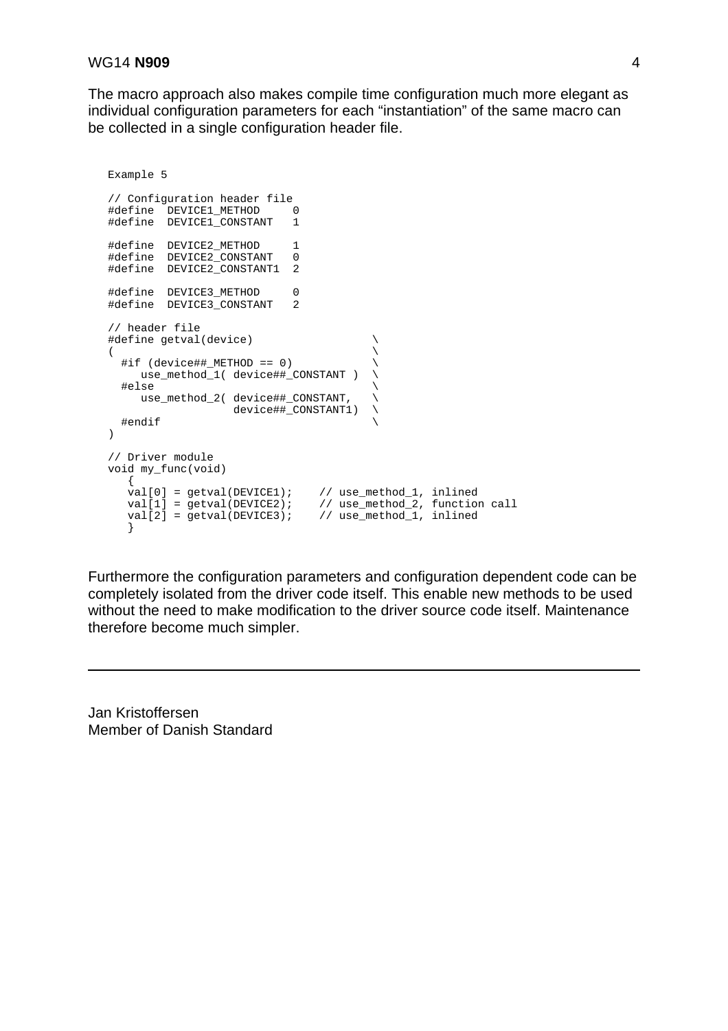The macro approach also makes compile time configuration much more elegant as individual configuration parameters for each “instantiation” of the same macro can be collected in a single configuration header file.

```
Example 5

// Configuration header file
#define  DEVICE1_METHOD     0
#define  DEVICE1_CONSTANT   1

#define  DEVICE2_METHOD     1
#define  DEVICE2_CONSTANT   0
#define  DEVICE2_CONSTANT1  2

#define  DEVICE3_METHOD     0
#define  DEVICE3_CONSTANT   2

// header file
#define getval(device)                  \
(                                       \
  #if (device##_METHOD == 0)            \
     use_method_1( device##_CONSTANT )  \
  #else                                 \
     use_method_2( device##_CONSTANT,   \
                   device##_CONSTANT1)  \
  #endif                                \
)

// Driver module
void my_func(void)
   {
   val[0] = getval(DEVICE1);    // use_method_1, inlined
   val[1] = getval(DEVICE2);    // use_method_2, function call
   val[2] = getval(DEVICE3);    // use_method_1, inlined
   }
```

Furthermore the configuration parameters and configuration dependent code can be completely isolated from the driver code itself. This enable new methods to be used without the need to make modification to the driver source code itself. Maintenance therefore become much simpler.

---

Jan Kristoffersen
Member of Danish Standard